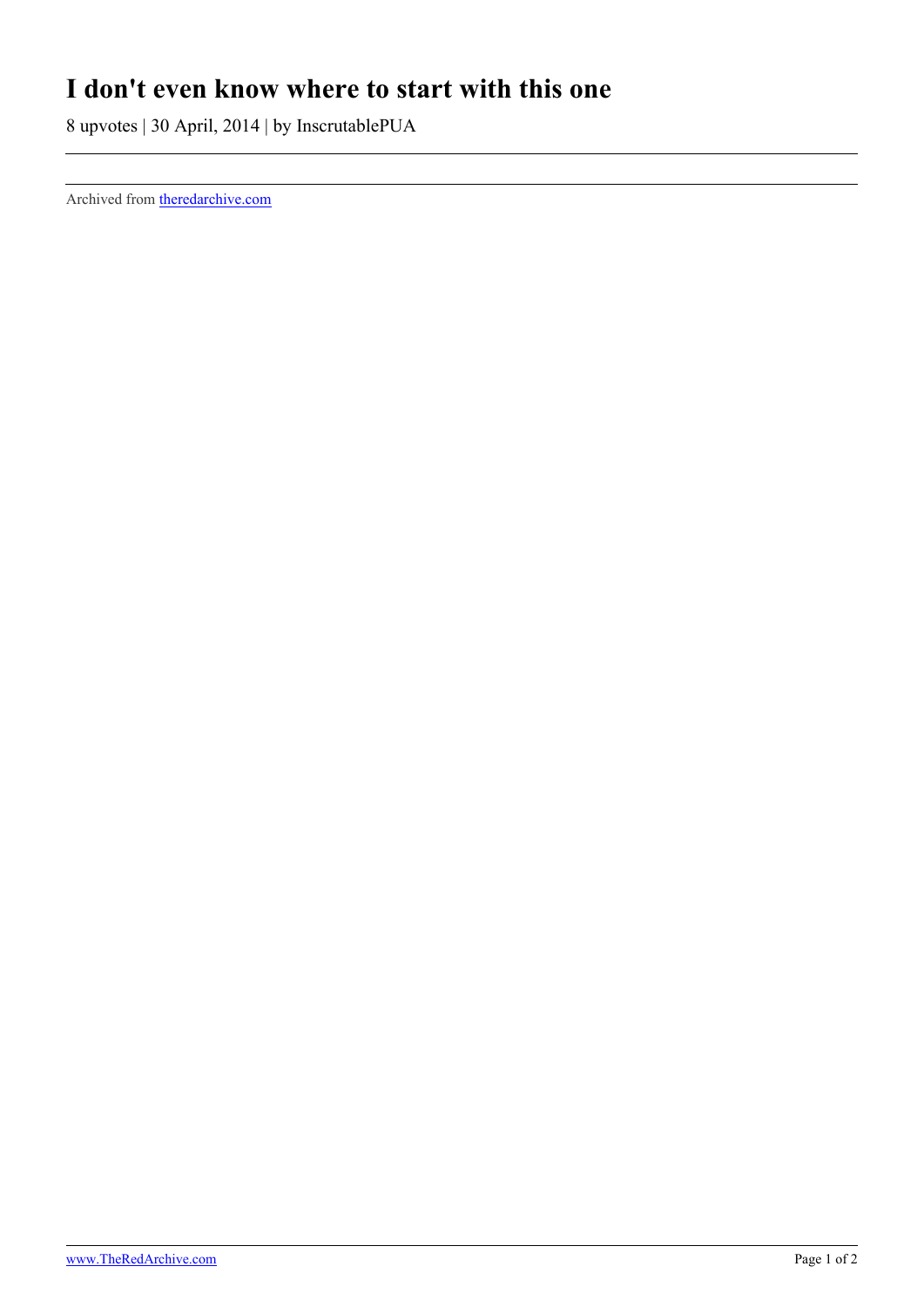# I don't even know where to start with this one

8 upvotes | 30 April, 2014 | by InscrutablePUA

---

Archived from [theredarchive.com](https://theredarchive.com)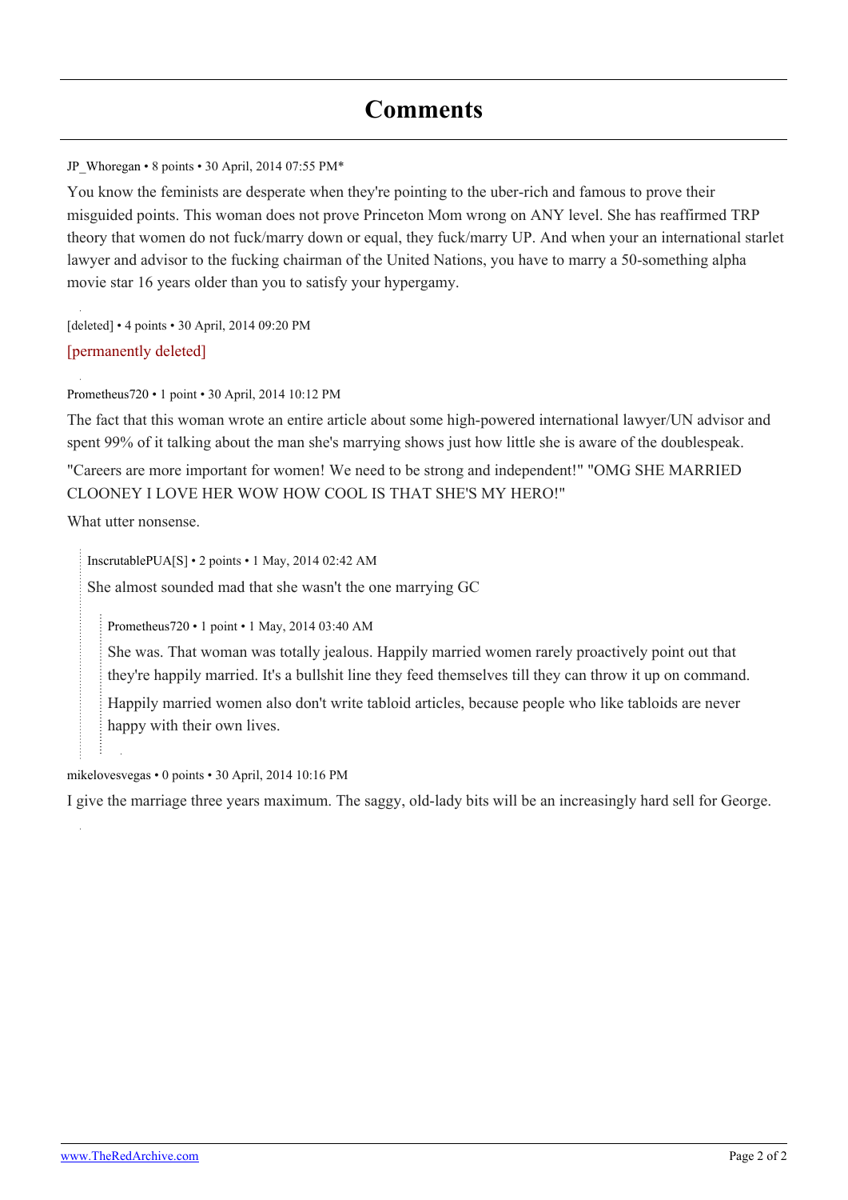# Comments

JP_Whoregan • 8 points • 30 April, 2014 07:55 PM*

You know the feminists are desperate when they're pointing to the uber-rich and famous to prove their misguided points. This woman does not prove Princeton Mom wrong on ANY level. She has reaffirmed TRP theory that women do not fuck/marry down or equal, they fuck/marry UP. And when your an international starlet lawyer and advisor to the fucking chairman of the United Nations, you have to marry a 50-something alpha movie star 16 years older than you to satisfy your hypergamy.

[deleted] • 4 points • 30 April, 2014 09:20 PM

[permanently deleted]

Prometheus720 • 1 point • 30 April, 2014 10:12 PM

The fact that this woman wrote an entire article about some high-powered international lawyer/UN advisor and spent 99% of it talking about the man she's marrying shows just how little she is aware of the doublespeak.

"Careers are more important for women! We need to be strong and independent!" "OMG SHE MARRIED CLOONEY I LOVE HER WOW HOW COOL IS THAT SHE'S MY HERO!"

What utter nonsense.

> InscrutablePUA[S] • 2 points • 1 May, 2014 02:42 AM
>
> She almost sounded mad that she wasn't the one marrying GC
>
> > Prometheus720 • 1 point • 1 May, 2014 03:40 AM
> >
> > She was. That woman was totally jealous. Happily married women rarely proactively point out that they're happily married. It's a bullshit line they feed themselves till they can throw it up on command.
> >
> > Happily married women also don't write tabloid articles, because people who like tabloids are never happy with their own lives.

mikelovesvegas • 0 points • 30 April, 2014 10:16 PM

I give the marriage three years maximum. The saggy, old-lady bits will be an increasingly hard sell for George.